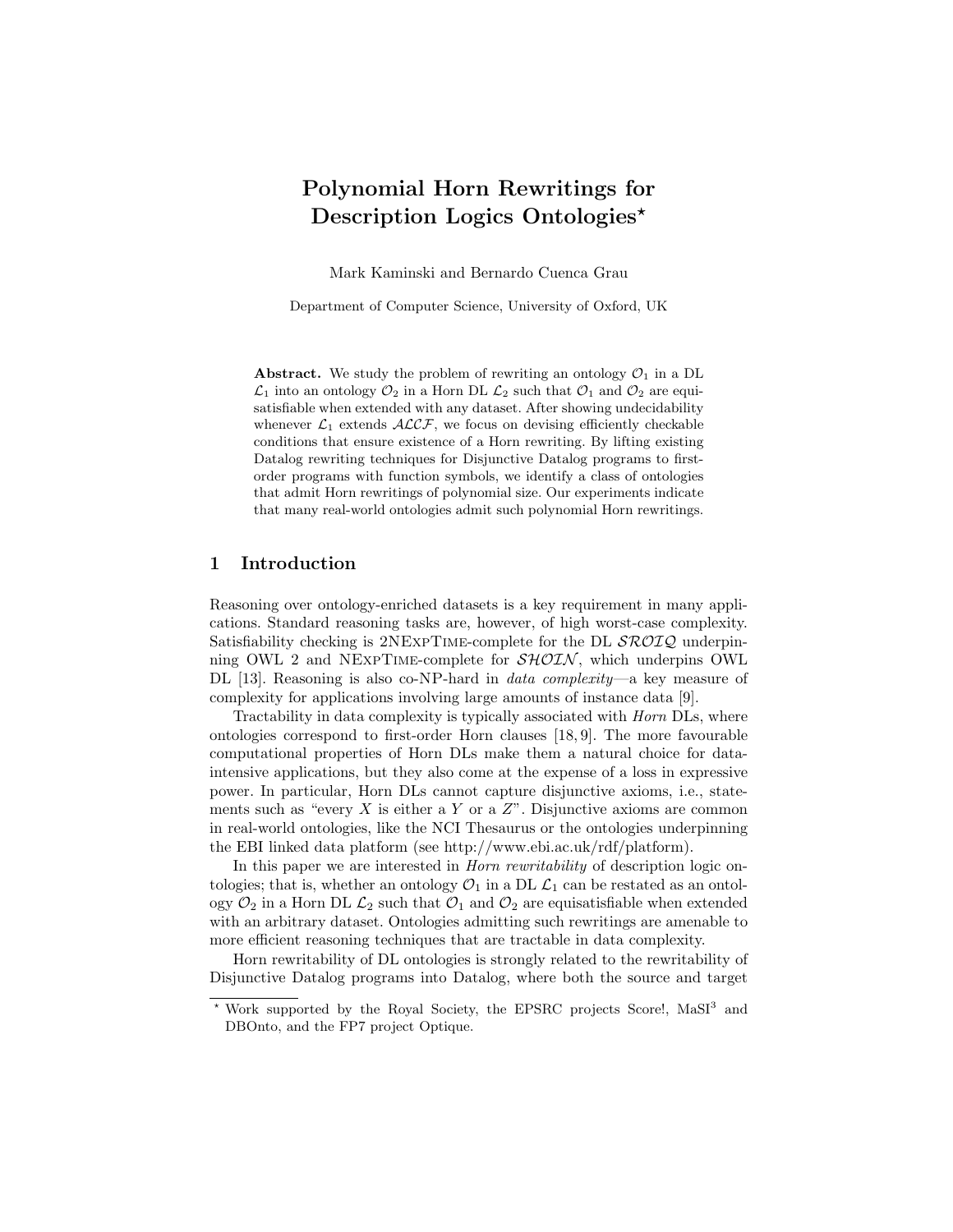# Polynomial Horn Rewritings for Description Logics Ontologies*

Mark Kaminski and Bernardo Cuenca Grau

Department of Computer Science, University of Oxford, UK

**Abstract.** We study the problem of rewriting an ontology $\mathcal{O}_1$ in a DL $\mathcal{L}_1$ into an ontology $\mathcal{O}_2$ in a Horn DL $\mathcal{L}_2$ such that $\mathcal{O}_1$ and $\mathcal{O}_2$ are equisatisfiable when extended with any dataset. After showing undecidability whenever $\mathcal{L}_1$ extends $\mathcal{ALCF}$, we focus on devising efficiently checkable conditions that ensure existence of a Horn rewriting. By lifting existing Datalog rewriting techniques for Disjunctive Datalog programs to first-order programs with function symbols, we identify a class of ontologies that admit Horn rewritings of polynomial size. Our experiments indicate that many real-world ontologies admit such polynomial Horn rewritings.

## 1 Introduction

Reasoning over ontology-enriched datasets is a key requirement in many applications. Standard reasoning tasks are, however, of high worst-case complexity. Satisfiability checking is 2NExpTime-complete for the DL $\mathcal{SROIQ}$ underpinning OWL 2 and NExpTime-complete for $\mathcal{SHOIN}$, which underpins OWL DL [13]. Reasoning is also co-NP-hard in *data complexity*—a key measure of complexity for applications involving large amounts of instance data [9].

Tractability in data complexity is typically associated with *Horn* DLs, where ontologies correspond to first-order Horn clauses [18, 9]. The more favourable computational properties of Horn DLs make them a natural choice for data-intensive applications, but they also come at the expense of a loss in expressive power. In particular, Horn DLs cannot capture disjunctive axioms, i.e., statements such as "every $X$ is either a $Y$ or a $Z$". Disjunctive axioms are common in real-world ontologies, like the NCI Thesaurus or the ontologies underpinning the EBI linked data platform (see http://www.ebi.ac.uk/rdf/platform).

In this paper we are interested in *Horn rewritability* of description logic ontologies; that is, whether an ontology $\mathcal{O}_1$ in a DL $\mathcal{L}_1$ can be restated as an ontology $\mathcal{O}_2$ in a Horn DL $\mathcal{L}_2$ such that $\mathcal{O}_1$ and $\mathcal{O}_2$ are equisatisfiable when extended with an arbitrary dataset. Ontologies admitting such rewritings are amenable to more efficient reasoning techniques that are tractable in data complexity.

Horn rewritability of DL ontologies is strongly related to the rewritability of Disjunctive Datalog programs into Datalog, where both the source and target

---

* Work supported by the Royal Society, the EPSRC projects Score!, MaSI[3] and DBOnto, and the FP7 project Optique.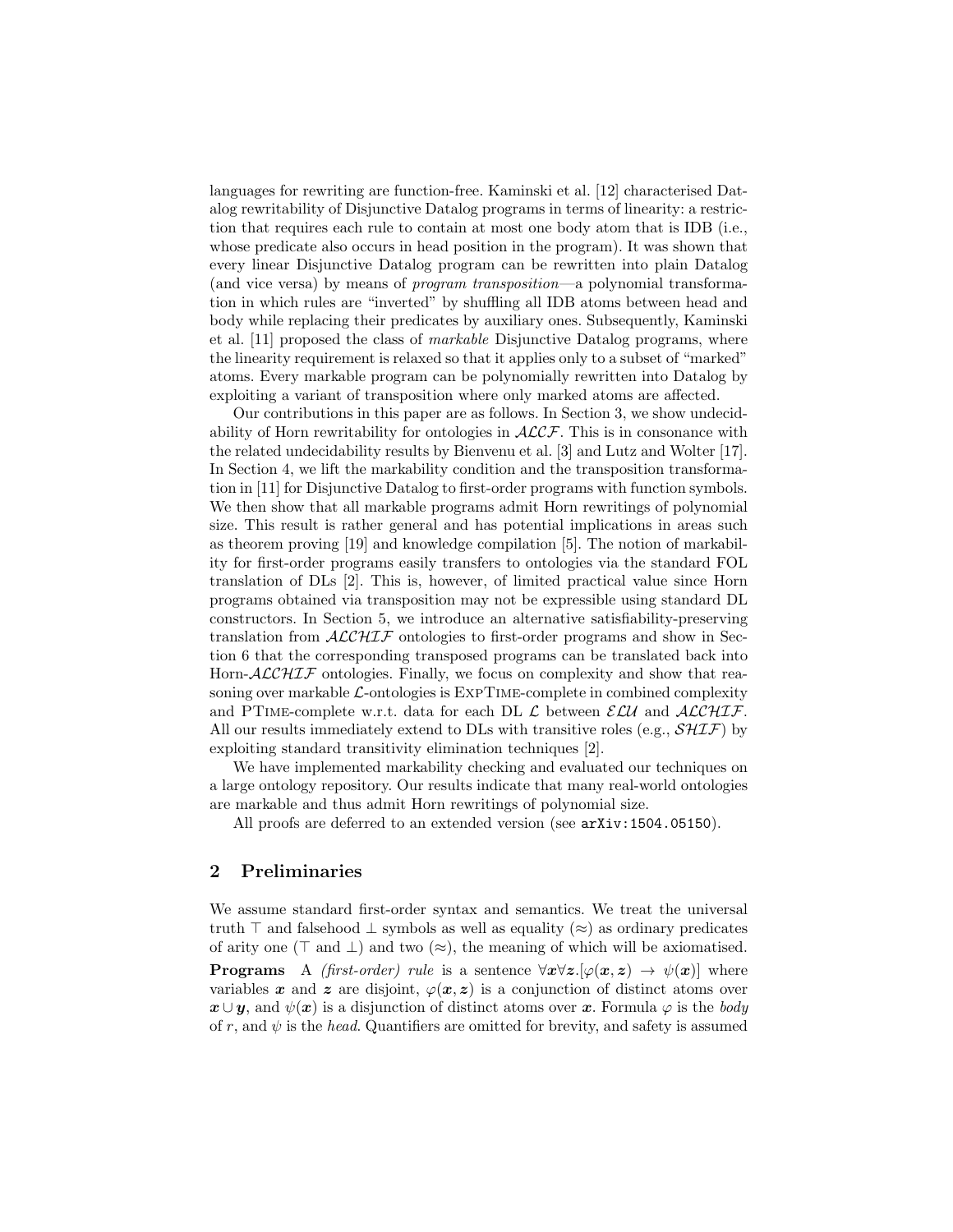languages for rewriting are function-free. Kaminski et al. [12] characterised Datalog rewritability of Disjunctive Datalog programs in terms of linearity: a restriction that requires each rule to contain at most one body atom that is IDB (i.e., whose predicate also occurs in head position in the program). It was shown that every linear Disjunctive Datalog program can be rewritten into plain Datalog (and vice versa) by means of *program transposition*—a polynomial transformation in which rules are "inverted" by shuffling all IDB atoms between head and body while replacing their predicates by auxiliary ones. Subsequently, Kaminski et al. [11] proposed the class of *markable* Disjunctive Datalog programs, where the linearity requirement is relaxed so that it applies only to a subset of "marked" atoms. Every markable program can be polynomially rewritten into Datalog by exploiting a variant of transposition where only marked atoms are affected.

Our contributions in this paper are as follows. In Section 3, we show undecidability of Horn rewritability for ontologies in $\mathcal{ALCF}$. This is in consonance with the related undecidability results by Bienvenu et al. [3] and Lutz and Wolter [17]. In Section 4, we lift the markability condition and the transposition transformation in [11] for Disjunctive Datalog to first-order programs with function symbols. We then show that all markable programs admit Horn rewritings of polynomial size. This result is rather general and has potential implications in areas such as theorem proving [19] and knowledge compilation [5]. The notion of markability for first-order programs easily transfers to ontologies via the standard FOL translation of DLs [2]. This is, however, of limited practical value since Horn programs obtained via transposition may not be expressible using standard DL constructors. In Section 5, we introduce an alternative satisfiability-preserving translation from $\mathcal{ALCHIF}$ ontologies to first-order programs and show in Section 6 that the corresponding transposed programs can be translated back into Horn-$\mathcal{ALCHIF}$ ontologies. Finally, we focus on complexity and show that reasoning over markable $\mathcal{L}$-ontologies is ExpTime-complete in combined complexity and PTime-complete w.r.t. data for each DL $\mathcal{L}$ between $\mathcal{ELU}$ and $\mathcal{ALCHIF}$. All our results immediately extend to DLs with transitive roles (e.g., $\mathcal{SHIF}$) by exploiting standard transitivity elimination techniques [2].

We have implemented markability checking and evaluated our techniques on a large ontology repository. Our results indicate that many real-world ontologies are markable and thus admit Horn rewritings of polynomial size.

All proofs are deferred to an extended version (see `arXiv:1504.05150`).

## 2 Preliminaries

We assume standard first-order syntax and semantics. We treat the universal truth $\top$ and falsehood $\bot$ symbols as well as equality ($\approx$) as ordinary predicates of arity one ($\top$ and $\bot$) and two ($\approx$), the meaning of which will be axiomatised.

**Programs** A *(first-order) rule* is a sentence $\forall \boldsymbol{x} \forall \boldsymbol{z}.[\varphi(\boldsymbol{x}, \boldsymbol{z}) \rightarrow \psi(\boldsymbol{x})]$ where variables $\boldsymbol{x}$ and $\boldsymbol{z}$ are disjoint, $\varphi(\boldsymbol{x}, \boldsymbol{z})$ is a conjunction of distinct atoms over $\boldsymbol{x} \cup \boldsymbol{y}$, and $\psi(\boldsymbol{x})$ is a disjunction of distinct atoms over $\boldsymbol{x}$. Formula $\varphi$ is the *body* of $r$, and $\psi$ is the *head*. Quantifiers are omitted for brevity, and safety is assumed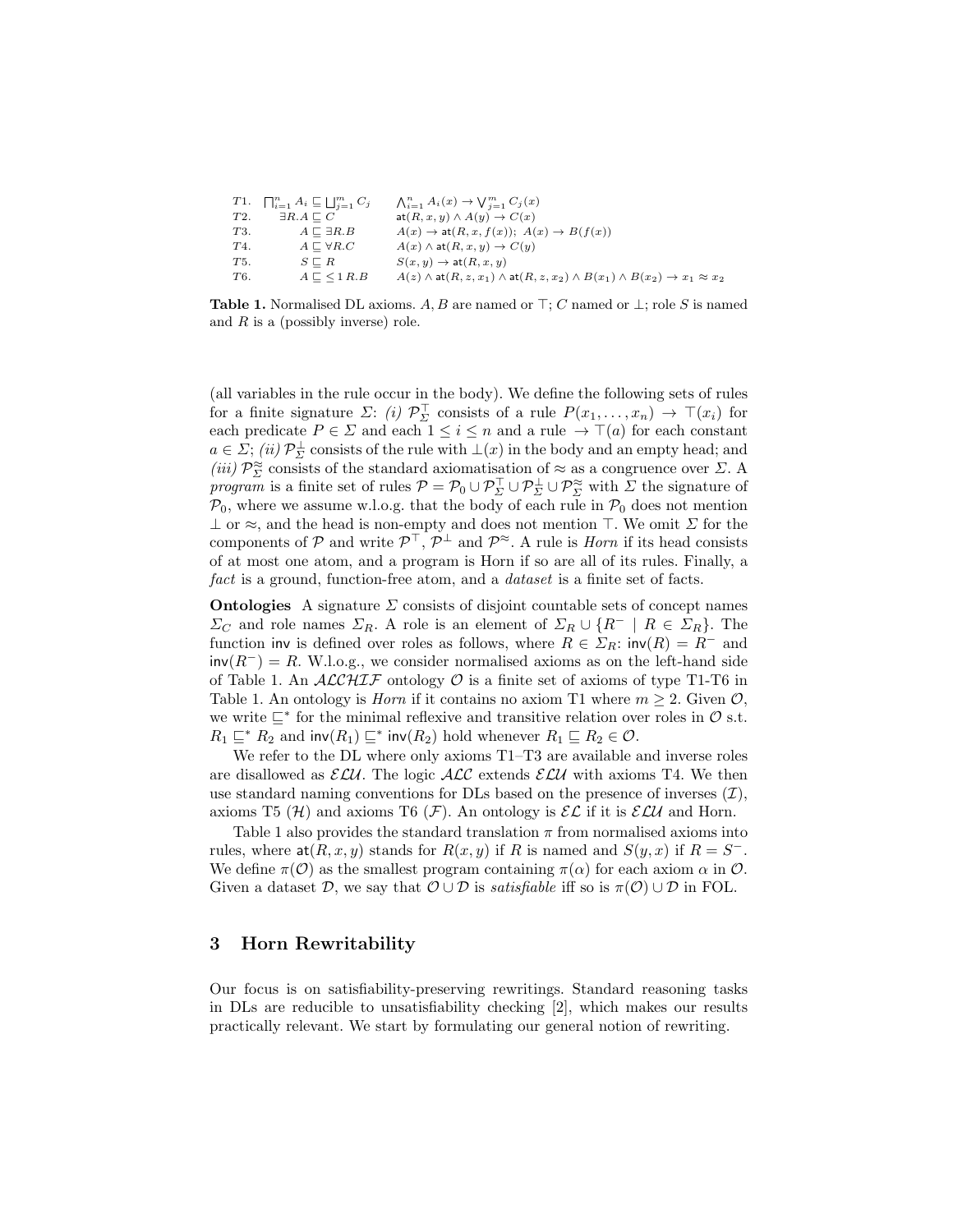| | | |
|---|---|---|
| $T1.$ | $\bigsqcap_{i=1}^{n} A_i \sqsubseteq \bigsqcup_{j=1}^{m} C_j$ | $\bigwedge_{i=1}^{n} A_i(x) \rightarrow \bigvee_{j=1}^{m} C_j(x)$ |
| $T2.$ | $\exists R.A \sqsubseteq C$ | $\mathsf{at}(R, x, y) \wedge A(y) \rightarrow C(x)$ |
| $T3.$ | $A \sqsubseteq \exists R.B$ | $A(x) \rightarrow \mathsf{at}(R, x, f(x));\ A(x) \rightarrow B(f(x))$ |
| $T4.$ | $A \sqsubseteq \forall R.C$ | $A(x) \wedge \mathsf{at}(R, x, y) \rightarrow C(y)$ |
| $T5.$ | $S \sqsubseteq R$ | $S(x, y) \rightarrow \mathsf{at}(R, x, y)$ |
| $T6.$ | $A \sqsubseteq \leq 1\, R.B$ | $A(z) \wedge \mathsf{at}(R, z, x_1) \wedge \mathsf{at}(R, z, x_2) \wedge B(x_1) \wedge B(x_2) \rightarrow x_1 \approx x_2$ |

**Table 1.** Normalised DL axioms. $A, B$ are named or $\top$; $C$ named or $\bot$; role $S$ is named and $R$ is a (possibly inverse) role.

(all variables in the rule occur in the body). We define the following sets of rules for a finite signature $\Sigma$: *(i)* $\mathcal{P}_{\Sigma}^{\top}$ consists of a rule $P(x_1, \ldots, x_n) \rightarrow \top(x_i)$ for each predicate $P \in \Sigma$ and each $1 \leq i \leq n$ and a rule $\rightarrow \top(a)$ for each constant $a \in \Sigma$; *(ii)* $\mathcal{P}_{\Sigma}^{\bot}$ consists of the rule with $\bot(x)$ in the body and an empty head; and *(iii)* $\mathcal{P}_{\Sigma}^{\approx}$ consists of the standard axiomatisation of $\approx$ as a congruence over $\Sigma$. A *program* is a finite set of rules $\mathcal{P} = \mathcal{P}_0 \cup \mathcal{P}_{\Sigma}^{\top} \cup \mathcal{P}_{\Sigma}^{\bot} \cup \mathcal{P}_{\Sigma}^{\approx}$ with $\Sigma$ the signature of $\mathcal{P}_0$, where we assume w.l.o.g. that the body of each rule in $\mathcal{P}_0$ does not mention $\bot$ or $\approx$, and the head is non-empty and does not mention $\top$. We omit $\Sigma$ for the components of $\mathcal{P}$ and write $\mathcal{P}^{\top}$, $\mathcal{P}^{\bot}$ and $\mathcal{P}^{\approx}$. A rule is *Horn* if its head consists of at most one atom, and a program is Horn if so are all of its rules. Finally, a *fact* is a ground, function-free atom, and a *dataset* is a finite set of facts.

**Ontologies** A signature $\Sigma$ consists of disjoint countable sets of concept names $\Sigma_C$ and role names $\Sigma_R$. A role is an element of $\Sigma_R \cup \{R^- \mid R \in \Sigma_R\}$. The function $\mathsf{inv}$ is defined over roles as follows, where $R \in \Sigma_R$: $\mathsf{inv}(R) = R^-$ and $\mathsf{inv}(R^-) = R$. W.l.o.g., we consider normalised axioms as on the left-hand side of Table 1. An $\mathcal{ALCHIF}$ ontology $\mathcal{O}$ is a finite set of axioms of type T1-T6 in Table 1. An ontology is *Horn* if it contains no axiom T1 where $m \geq 2$. Given $\mathcal{O}$, we write $\sqsubseteq^*$ for the minimal reflexive and transitive relation over roles in $\mathcal{O}$ s.t. $R_1 \sqsubseteq^* R_2$ and $\mathsf{inv}(R_1) \sqsubseteq^* \mathsf{inv}(R_2)$ hold whenever $R_1 \sqsubseteq R_2 \in \mathcal{O}$.

We refer to the DL where only axioms T1–T3 are available and inverse roles are disallowed as $\mathcal{ELU}$. The logic $\mathcal{ALC}$ extends $\mathcal{ELU}$ with axioms T4. We then use standard naming conventions for DLs based on the presence of inverses ($\mathcal{I}$), axioms T5 ($\mathcal{H}$) and axioms T6 ($\mathcal{F}$). An ontology is $\mathcal{EL}$ if it is $\mathcal{ELU}$ and Horn.

Table 1 also provides the standard translation $\pi$ from normalised axioms into rules, where $\mathsf{at}(R, x, y)$ stands for $R(x, y)$ if $R$ is named and $S(y, x)$ if $R = S^-$. We define $\pi(\mathcal{O})$ as the smallest program containing $\pi(\alpha)$ for each axiom $\alpha$ in $\mathcal{O}$. Given a dataset $\mathcal{D}$, we say that $\mathcal{O} \cup \mathcal{D}$ is *satisfiable* iff so is $\pi(\mathcal{O}) \cup \mathcal{D}$ in FOL.

## 3 Horn Rewritability

Our focus is on satisfiability-preserving rewritings. Standard reasoning tasks in DLs are reducible to unsatisfiability checking [2], which makes our results practically relevant. We start by formulating our general notion of rewriting.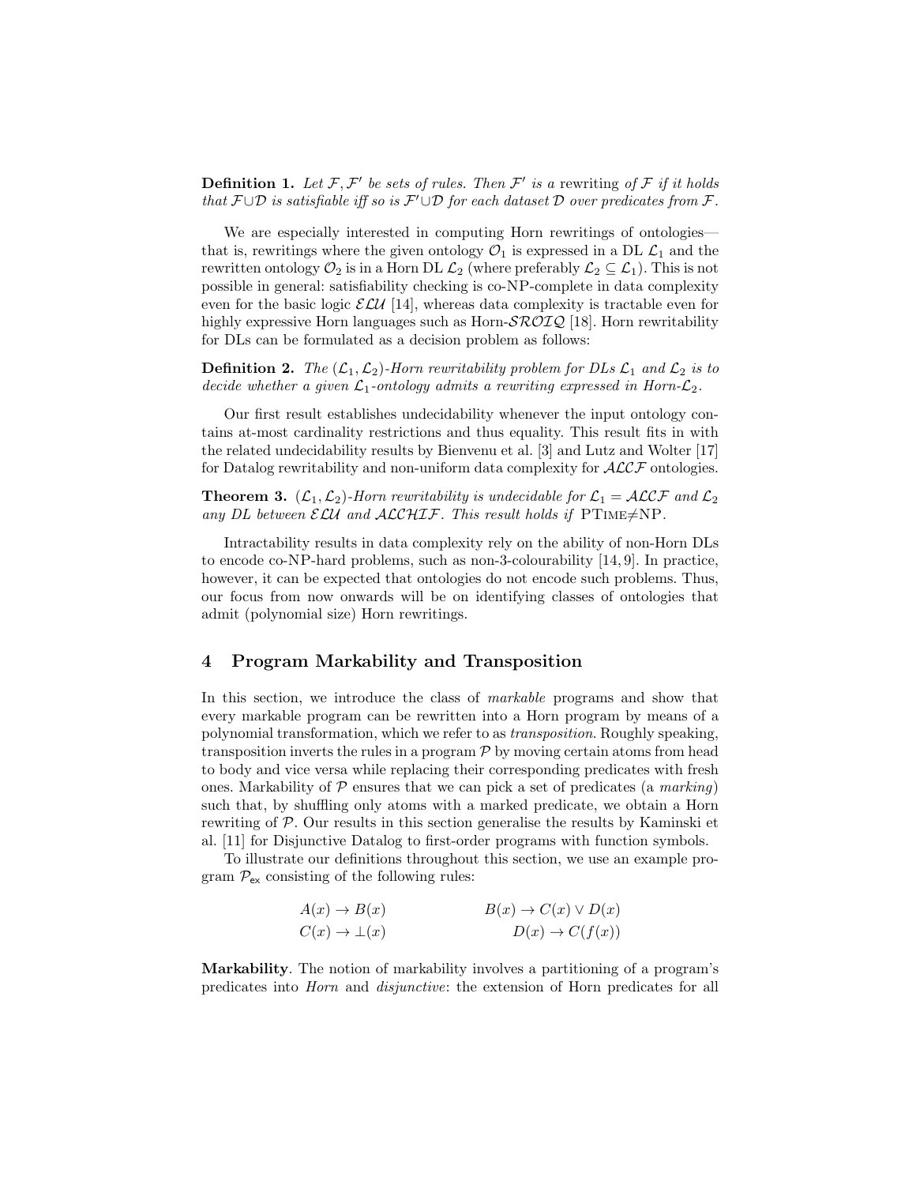**Definition 1.** *Let $\mathcal{F}, \mathcal{F}'$ be sets of rules. Then $\mathcal{F}'$ is a* rewriting *of $\mathcal{F}$ if it holds that $\mathcal{F} \cup \mathcal{D}$ is satisfiable iff so is $\mathcal{F}' \cup \mathcal{D}$ for each dataset $\mathcal{D}$ over predicates from $\mathcal{F}$.*

We are especially interested in computing Horn rewritings of ontologies—that is, rewritings where the given ontology $\mathcal{O}_1$ is expressed in a DL $\mathcal{L}_1$ and the rewritten ontology $\mathcal{O}_2$ is in a Horn DL $\mathcal{L}_2$ (where preferably $\mathcal{L}_2 \subseteq \mathcal{L}_1$). This is not possible in general: satisfiability checking is co-NP-complete in data complexity even for the basic logic $\mathcal{ELU}$ [14], whereas data complexity is tractable even for highly expressive Horn languages such as Horn-$\mathcal{SROIQ}$ [18]. Horn rewritability for DLs can be formulated as a decision problem as follows:

**Definition 2.** *The $(\mathcal{L}_1, \mathcal{L}_2)$-Horn rewritability problem for DLs $\mathcal{L}_1$ and $\mathcal{L}_2$ is to decide whether a given $\mathcal{L}_1$-ontology admits a rewriting expressed in Horn-$\mathcal{L}_2$.*

Our first result establishes undecidability whenever the input ontology contains at-most cardinality restrictions and thus equality. This result fits in with the related undecidability results by Bienvenu et al. [3] and Lutz and Wolter [17] for Datalog rewritability and non-uniform data complexity for $\mathcal{ALCF}$ ontologies.

**Theorem 3.** *$(\mathcal{L}_1, \mathcal{L}_2)$-Horn rewritability is undecidable for $\mathcal{L}_1 = \mathcal{ALCF}$ and $\mathcal{L}_2$ any DL between $\mathcal{ELU}$ and $\mathcal{ALCHIF}$. This result holds if* PTime≠NP.

Intractability results in data complexity rely on the ability of non-Horn DLs to encode co-NP-hard problems, such as non-3-colourability [14, 9]. In practice, however, it can be expected that ontologies do not encode such problems. Thus, our focus from now onwards will be on identifying classes of ontologies that admit (polynomial size) Horn rewritings.

## 4 Program Markability and Transposition

In this section, we introduce the class of *markable* programs and show that every markable program can be rewritten into a Horn program by means of a polynomial transformation, which we refer to as *transposition*. Roughly speaking, transposition inverts the rules in a program $\mathcal{P}$ by moving certain atoms from head to body and vice versa while replacing their corresponding predicates with fresh ones. Markability of $\mathcal{P}$ ensures that we can pick a set of predicates (a *marking*) such that, by shuffling only atoms with a marked predicate, we obtain a Horn rewriting of $\mathcal{P}$. Our results in this section generalise the results by Kaminski et al. [11] for Disjunctive Datalog to first-order programs with function symbols.

To illustrate our definitions throughout this section, we use an example program $\mathcal{P}_{\mathsf{ex}}$ consisting of the following rules:

$$
\begin{aligned}
A(x) &\rightarrow B(x) & \qquad B(x) &\rightarrow C(x) \vee D(x) \\
C(x) &\rightarrow \bot(x) & \qquad D(x) &\rightarrow C(f(x))
\end{aligned}
$$

**Markability**. The notion of markability involves a partitioning of a program's predicates into *Horn* and *disjunctive*: the extension of Horn predicates for all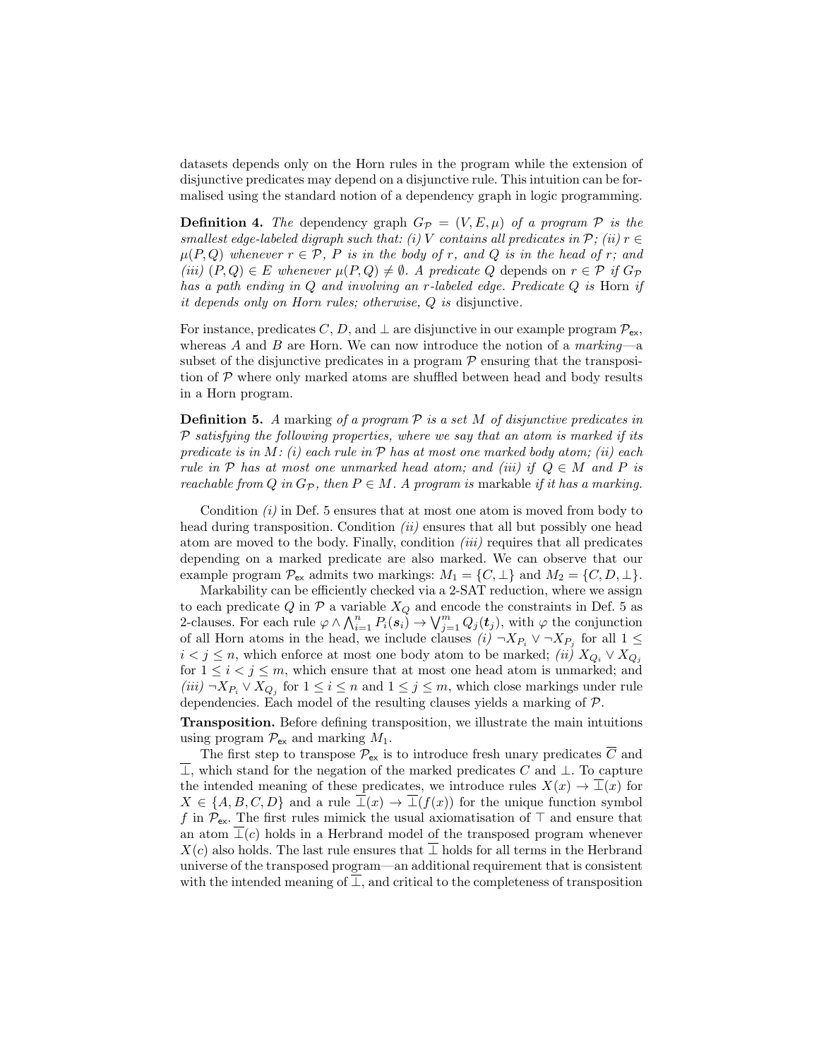datasets depends only on the Horn rules in the program while the extension of disjunctive predicates may depend on a disjunctive rule. This intuition can be formalised using the standard notion of a dependency graph in logic programming.

**Definition 4.** *The* dependency graph $G_{\mathcal{P}} = (V, E, \mu)$ *of a program* $\mathcal{P}$ *is the smallest edge-labeled digraph such that: (i)* $V$ *contains all predicates in* $\mathcal{P}$*; (ii)* $r \in \mu(P, Q)$ *whenever* $r \in \mathcal{P}$*,* $P$ *is in the body of* $r$*, and* $Q$ *is in the head of* $r$*; and (iii)* $(P, Q) \in E$ *whenever* $\mu(P, Q) \neq \emptyset$*. A predicate* $Q$ depends *on* $r \in \mathcal{P}$ *if* $G_{\mathcal{P}}$ *has a path ending in* $Q$ *and involving an* $r$*-labeled edge. Predicate* $Q$ *is* Horn *if it depends only on Horn rules; otherwise,* $Q$ *is* disjunctive*.*

For instance, predicates $C$, $D$, and $\bot$ are disjunctive in our example program $\mathcal{P}_{\mathsf{ex}}$, whereas $A$ and $B$ are Horn. We can now introduce the notion of a *marking*—a subset of the disjunctive predicates in a program $\mathcal{P}$ ensuring that the transposition of $\mathcal{P}$ where only marked atoms are shuffled between head and body results in a Horn program.

**Definition 5.** *A* marking *of a program* $\mathcal{P}$ *is a set* $M$ *of disjunctive predicates in* $\mathcal{P}$ *satisfying the following properties, where we say that an atom is marked if its predicate is in* $M$*: (i) each rule in* $\mathcal{P}$ *has at most one marked body atom; (ii) each rule in* $\mathcal{P}$ *has at most one unmarked head atom; and (iii) if* $Q \in M$ *and* $P$ *is reachable from* $Q$ *in* $G_{\mathcal{P}}$*, then* $P \in M$*. A program is* markable *if it has a marking.*

Condition *(i)* in Def. 5 ensures that at most one atom is moved from body to head during transposition. Condition *(ii)* ensures that all but possibly one head atom are moved to the body. Finally, condition *(iii)* requires that all predicates depending on a marked predicate are also marked. We can observe that our example program $\mathcal{P}_{\mathsf{ex}}$ admits two markings: $M_1 = \{C, \bot\}$ and $M_2 = \{C, D, \bot\}$.

Markability can be efficiently checked via a 2-SAT reduction, where we assign to each predicate $Q$ in $\mathcal{P}$ a variable $X_Q$ and encode the constraints in Def. 5 as 2-clauses. For each rule $\varphi \wedge \bigwedge_{i=1}^{n} P_i(\boldsymbol{s}_i) \rightarrow \bigvee_{j=1}^{m} Q_j(\boldsymbol{t}_j)$, with $\varphi$ the conjunction of all Horn atoms in the head, we include clauses *(i)* $\neg X_{P_i} \vee \neg X_{P_j}$ for all $1 \leq i < j \leq n$, which enforce at most one body atom to be marked; *(ii)* $X_{Q_i} \vee X_{Q_j}$ for $1 \leq i < j \leq m$, which ensure that at most one head atom is unmarked; and *(iii)* $\neg X_{P_i} \vee X_{Q_j}$ for $1 \leq i \leq n$ and $1 \leq j \leq m$, which close markings under rule dependencies. Each model of the resulting clauses yields a marking of $\mathcal{P}$.

**Transposition.** Before defining transposition, we illustrate the main intuitions using program $\mathcal{P}_{\mathsf{ex}}$ and marking $M_1$.

The first step to transpose $\mathcal{P}_{\mathsf{ex}}$ is to introduce fresh unary predicates $\overline{C}$ and $\overline{\bot}$, which stand for the negation of the marked predicates $C$ and $\bot$. To capture the intended meaning of these predicates, we introduce rules $X(x) \rightarrow \overline{\bot}(x)$ for $X \in \{A, B, C, D\}$ and a rule $\overline{\bot}(x) \rightarrow \overline{\bot}(f(x))$ for the unique function symbol $f$ in $\mathcal{P}_{\mathsf{ex}}$. The first rules mimick the usual axiomatisation of $\top$ and ensure that an atom $\overline{\bot}(c)$ holds in a Herbrand model of the transposed program whenever $X(c)$ also holds. The last rule ensures that $\overline{\bot}$ holds for all terms in the Herbrand universe of the transposed program—an additional requirement that is consistent with the intended meaning of $\overline{\bot}$, and critical to the completeness of transposition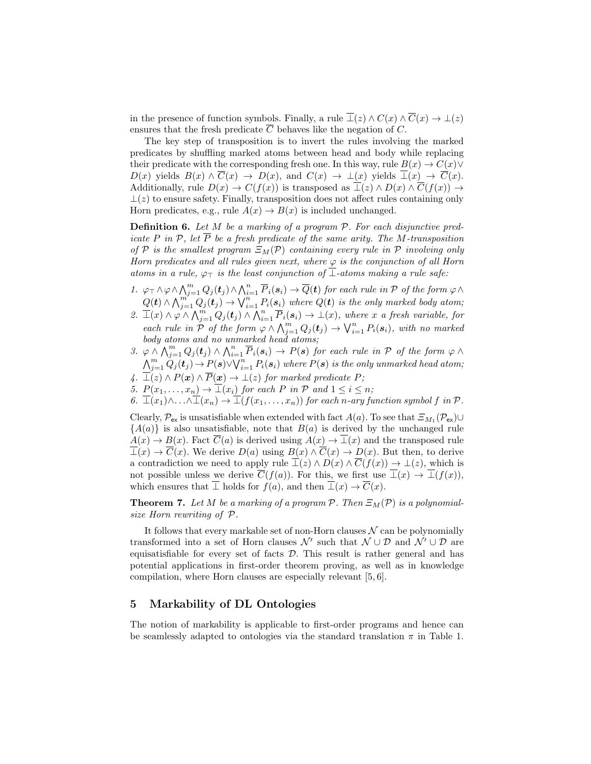in the presence of function symbols. Finally, a rule $\overline{\bot}(z) \wedge C(x) \wedge \overline{C}(x) \rightarrow \bot(z)$ ensures that the fresh predicate $\overline{C}$ behaves like the negation of $C$.

The key step of transposition is to invert the rules involving the marked predicates by shuffling marked atoms between head and body while replacing their predicate with the corresponding fresh one. In this way, rule $B(x) \rightarrow C(x) \vee D(x)$ yields $B(x) \wedge \overline{C}(x) \rightarrow D(x)$, and $C(x) \rightarrow \bot(x)$ yields $\overline{\bot}(x) \rightarrow \overline{C}(x)$. Additionally, rule $D(x) \rightarrow C(f(x))$ is transposed as $\overline{\bot}(z) \wedge D(x) \wedge \overline{C}(f(x)) \rightarrow \bot(z)$ to ensure safety. Finally, transposition does not affect rules containing only Horn predicates, e.g., rule $A(x) \rightarrow B(x)$ is included unchanged.

**Definition 6.** *Let $M$ be a marking of a program $\mathcal{P}$. For each disjunctive predicate $P$ in $\mathcal{P}$, let $\overline{P}$ be a fresh predicate of the same arity. The $M$-transposition of $\mathcal{P}$ is the smallest program $\Xi_M(\mathcal{P})$ containing every rule in $\mathcal{P}$ involving only Horn predicates and all rules given next, where $\varphi$ is the conjunction of all Horn atoms in a rule, $\varphi_\top$ is the least conjunction of $\overline{\bot}$-atoms making a rule safe:*

1. $\varphi_\top \wedge \varphi \wedge \bigwedge_{j=1}^m Q_j(\boldsymbol{t}_j) \wedge \bigwedge_{i=1}^n \overline{P}_i(\boldsymbol{s}_i) \rightarrow \overline{Q}(\boldsymbol{t})$ *for each rule in $\mathcal{P}$ of the form* $\varphi \wedge Q(\boldsymbol{t}) \wedge \bigwedge_{j=1}^m Q_j(\boldsymbol{t}_j) \rightarrow \bigvee_{i=1}^n P_i(\boldsymbol{s}_i)$ *where $Q(\boldsymbol{t})$ is the only marked body atom;*
2. $\overline{\bot}(x) \wedge \varphi \wedge \bigwedge_{j=1}^m Q_j(\boldsymbol{t}_j) \wedge \bigwedge_{i=1}^n \overline{P}_i(\boldsymbol{s}_i) \rightarrow \bot(x)$*, where $x$ a fresh variable, for each rule in $\mathcal{P}$ of the form* $\varphi \wedge \bigwedge_{j=1}^m Q_j(\boldsymbol{t}_j) \rightarrow \bigvee_{i=1}^n P_i(\boldsymbol{s}_i)$*, with no marked body atoms and no unmarked head atoms;*
3. $\varphi \wedge \bigwedge_{j=1}^m Q_j(\boldsymbol{t}_j) \wedge \bigwedge_{i=1}^n \overline{P}_i(\boldsymbol{s}_i) \rightarrow P(\boldsymbol{s})$ *for each rule in $\mathcal{P}$ of the form* $\varphi \wedge \bigwedge_{j=1}^m Q_j(\boldsymbol{t}_j) \rightarrow P(\boldsymbol{s}) \vee \bigvee_{i=1}^n P_i(\boldsymbol{s}_i)$ *where $P(\boldsymbol{s})$ is the only unmarked head atom;*
4. $\overline{\bot}(z) \wedge P(\boldsymbol{x}) \wedge \overline{P}(\boldsymbol{x}) \rightarrow \bot(z)$ *for marked predicate $P$;*
5. $P(x_1, \ldots, x_n) \rightarrow \overline{\bot}(x_i)$ *for each $P$ in $\mathcal{P}$ and $1 \leq i \leq n$;*
6. $\overline{\bot}(x_1) \wedge \ldots \wedge \overline{\bot}(x_n) \rightarrow \overline{\bot}(f(x_1, \ldots, x_n))$ *for each $n$-ary function symbol $f$ in $\mathcal{P}$.*

Clearly, $\mathcal{P}_{\mathsf{ex}}$ is unsatisfiable when extended with fact $A(a)$. To see that $\Xi_{M_1}(\mathcal{P}_{\mathsf{ex}}) \cup \{A(a)\}$ is also unsatisfiable, note that $B(a)$ is derived by the unchanged rule $A(x) \rightarrow B(x)$. Fact $\overline{C}(a)$ is derived using $A(x) \rightarrow \overline{\bot}(x)$ and the transposed rule $\overline{\bot}(x) \rightarrow \overline{C}(x)$. We derive $D(a)$ using $B(x) \wedge \overline{C}(x) \rightarrow D(x)$. But then, to derive a contradiction we need to apply rule $\overline{\bot}(z) \wedge D(x) \wedge \overline{C}(f(x)) \rightarrow \bot(z)$, which is not possible unless we derive $\overline{C}(f(a))$. For this, we first use $\overline{\bot}(x) \rightarrow \overline{\bot}(f(x))$, which ensures that $\overline{\bot}$ holds for $f(a)$, and then $\overline{\bot}(x) \rightarrow \overline{C}(x)$.

**Theorem 7.** *Let $M$ be a marking of a program $\mathcal{P}$. Then $\Xi_M(\mathcal{P})$ is a polynomial-size Horn rewriting of $\mathcal{P}$.*

It follows that every markable set of non-Horn clauses $\mathcal{N}$ can be polynomially transformed into a set of Horn clauses $\mathcal{N}'$ such that $\mathcal{N} \cup \mathcal{D}$ and $\mathcal{N}' \cup \mathcal{D}$ are equisatisfiable for every set of facts $\mathcal{D}$. This result is rather general and has potential applications in first-order theorem proving, as well as in knowledge compilation, where Horn clauses are especially relevant [5, 6].

## 5 Markability of DL Ontologies

The notion of markability is applicable to first-order programs and hence can be seamlessly adapted to ontologies via the standard translation $\pi$ in Table 1.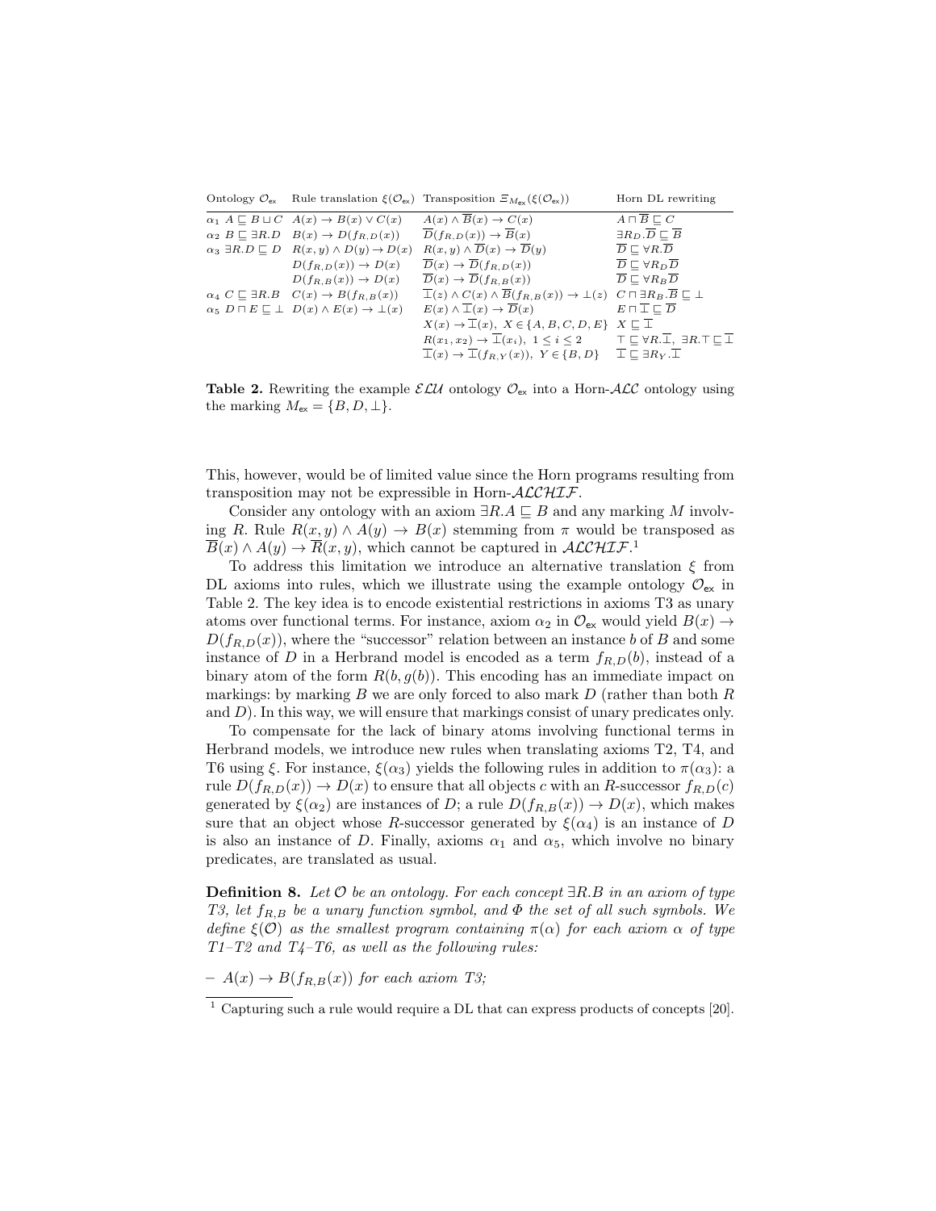| Ontology $\mathcal{O}_{\mathsf{ex}}$ | Rule translation $\xi(\mathcal{O}_{\mathsf{ex}})$ | Transposition $\Xi_{M_{\mathsf{ex}}}(\xi(\mathcal{O}_{\mathsf{ex}}))$ | Horn DL rewriting |
|---|---|---|---|
| $\alpha_1$ $A \sqsubseteq B \sqcup C$ | $A(x) \to B(x) \vee C(x)$ | $A(x) \wedge \overline{B}(x) \to C(x)$ | $A \sqcap \overline{B} \sqsubseteq C$ |
| $\alpha_2$ $B \sqsubseteq \exists R.D$ | $B(x) \to D(f_{R,D}(x))$ | $\overline{D}(f_{R,D}(x)) \to \overline{B}(x)$ | $\exists R_D.\overline{D} \sqsubseteq \overline{B}$ |
| $\alpha_3$ $\exists R.D \sqsubseteq D$ | $R(x,y) \wedge D(y) \to D(x)$ | $R(x,y) \wedge \overline{D}(x) \to \overline{D}(y)$ | $\overline{D} \sqsubseteq \forall R.\overline{D}$ |
| | $D(f_{R,D}(x)) \to D(x)$ | $\overline{D}(x) \to \overline{D}(f_{R,D}(x))$ | $\overline{D} \sqsubseteq \forall R_D \overline{D}$ |
| | $D(f_{R,B}(x)) \to D(x)$ | $\overline{D}(x) \to \overline{D}(f_{R,B}(x))$ | $\overline{D} \sqsubseteq \forall R_B \overline{D}$ |
| $\alpha_4$ $C \sqsubseteq \exists R.B$ | $C(x) \to B(f_{R,B}(x))$ | $\overline{\bot}(z) \wedge C(x) \wedge \overline{B}(f_{R,B}(x)) \to \bot(z)$ | $C \sqcap \exists R_B.\overline{B} \sqsubseteq \bot$ |
| $\alpha_5$ $D \sqcap E \sqsubseteq \bot$ | $D(x) \wedge E(x) \to \bot(x)$ | $E(x) \wedge \overline{\bot}(x) \to \overline{D}(x)$ | $E \sqcap \overline{\bot} \sqsubseteq \overline{D}$ |
| | | $X(x) \to \overline{\bot}(x),\ X \in \{A,B,C,D,E\}$ | $X \sqsubseteq \overline{\bot}$ |
| | | $R(x_1,x_2) \to \overline{\bot}(x_i),\ 1 \leq i \leq 2$ | $\top \sqsubseteq \forall R.\overline{\bot},\ \exists R.\top \sqsubseteq \overline{\bot}$ |
| | | $\overline{\bot}(x) \to \overline{\bot}(f_{R,Y}(x)),\ Y \in \{B,D\}$ | $\overline{\bot} \sqsubseteq \exists R_Y.\overline{\bot}$ |

**Table 2.** Rewriting the example $\mathcal{ELU}$ ontology $\mathcal{O}_{\mathsf{ex}}$ into a Horn-$\mathcal{ALC}$ ontology using the marking $M_{\mathsf{ex}} = \{B, D, \bot\}$.

This, however, would be of limited value since the Horn programs resulting from transposition may not be expressible in Horn-$\mathcal{ALCHIF}$.

Consider any ontology with an axiom $\exists R.A \sqsubseteq B$ and any marking $M$ involving $R$. Rule $R(x,y) \wedge A(y) \to B(x)$ stemming from $\pi$ would be transposed as $\overline{B}(x) \wedge A(y) \to \overline{R}(x,y)$, which cannot be captured in $\mathcal{ALCHIF}$.[1]

To address this limitation we introduce an alternative translation $\xi$ from DL axioms into rules, which we illustrate using the example ontology $\mathcal{O}_{\mathsf{ex}}$ in Table 2. The key idea is to encode existential restrictions in axioms T3 as unary atoms over functional terms. For instance, axiom $\alpha_2$ in $\mathcal{O}_{\mathsf{ex}}$ would yield $B(x) \to D(f_{R,D}(x))$, where the "successor" relation between an instance $b$ of $B$ and some instance of $D$ in a Herbrand model is encoded as a term $f_{R,D}(b)$, instead of a binary atom of the form $R(b, g(b))$. This encoding has an immediate impact on markings: by marking $B$ we are only forced to also mark $D$ (rather than both $R$ and $D$). In this way, we will ensure that markings consist of unary predicates only.

To compensate for the lack of binary atoms involving functional terms in Herbrand models, we introduce new rules when translating axioms T2, T4, and T6 using $\xi$. For instance, $\xi(\alpha_3)$ yields the following rules in addition to $\pi(\alpha_3)$: a rule $D(f_{R,D}(x)) \to D(x)$ to ensure that all objects $c$ with an $R$-successor $f_{R,D}(c)$ generated by $\xi(\alpha_2)$ are instances of $D$; a rule $D(f_{R,B}(x)) \to D(x)$, which makes sure that an object whose $R$-successor generated by $\xi(\alpha_4)$ is an instance of $D$ is also an instance of $D$. Finally, axioms $\alpha_1$ and $\alpha_5$, which involve no binary predicates, are translated as usual.

**Definition 8.** *Let $\mathcal{O}$ be an ontology. For each concept $\exists R.B$ in an axiom of type T3, let $f_{R,B}$ be a unary function symbol, and $\Phi$ the set of all such symbols. We define $\xi(\mathcal{O})$ as the smallest program containing $\pi(\alpha)$ for each axiom $\alpha$ of type T1–T2 and T4–T6, as well as the following rules:*

- *$A(x) \to B(f_{R,B}(x))$ for each axiom T3;*

[1] Capturing such a rule would require a DL that can express products of concepts [20].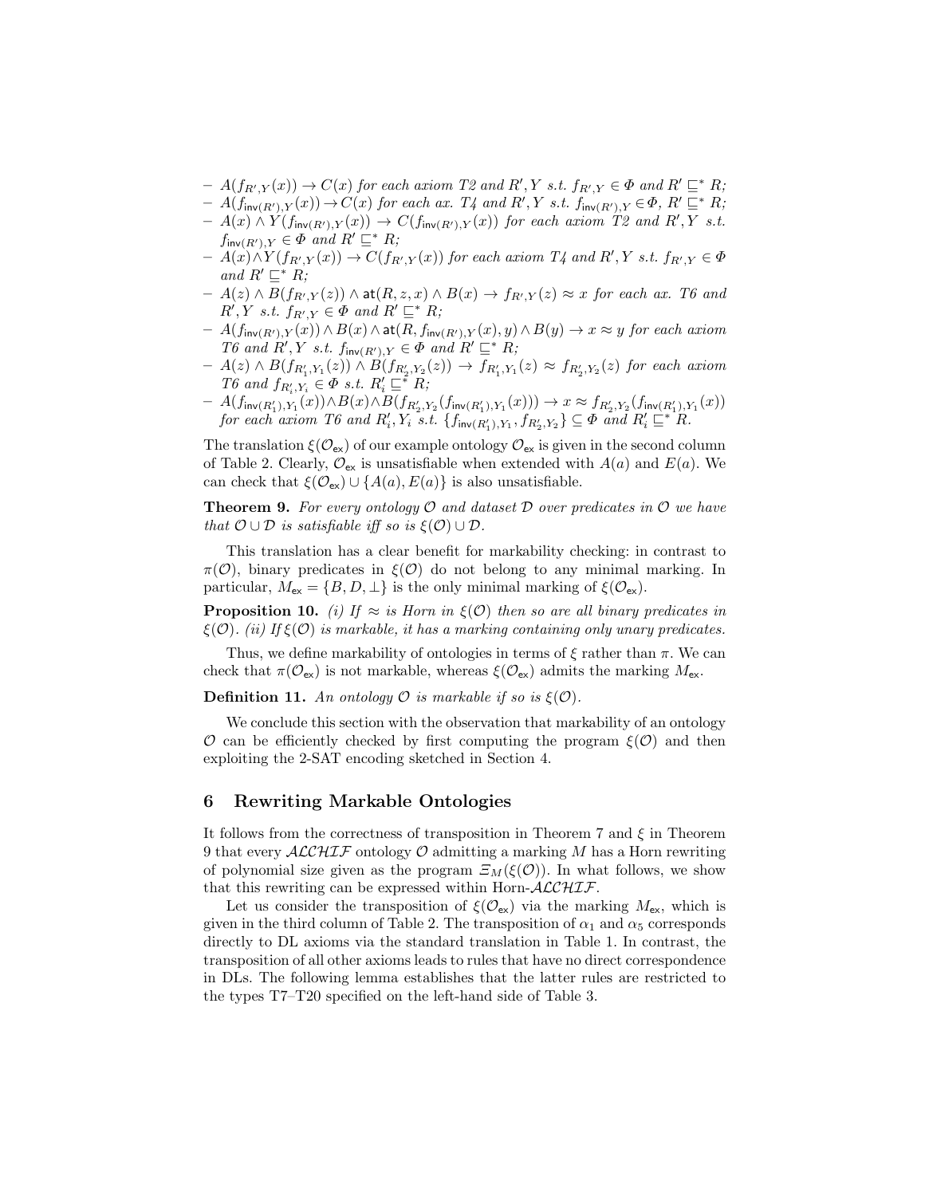- $A(f_{R',Y}(x)) \to C(x)$ *for each axiom T2 and* $R', Y$ *s.t.* $f_{R',Y} \in \Phi$ *and* $R' \sqsubseteq^* R$;
- $A(f_{\mathsf{inv}(R'),Y}(x)) \to C(x)$ *for each ax. T4 and* $R', Y$ *s.t.* $f_{\mathsf{inv}(R'),Y} \in \Phi$, $R' \sqsubseteq^* R$;
- $A(x) \wedge Y(f_{\mathsf{inv}(R'),Y}(x)) \to C(f_{\mathsf{inv}(R'),Y}(x))$ *for each axiom T2 and* $R', Y$ *s.t.* $f_{\mathsf{inv}(R'),Y} \in \Phi$ *and* $R' \sqsubseteq^* R$;
- $A(x) \wedge Y(f_{R',Y}(x)) \to C(f_{R',Y}(x))$ *for each axiom T4 and* $R', Y$ *s.t.* $f_{R',Y} \in \Phi$ *and* $R' \sqsubseteq^* R$;
- $A(z) \wedge B(f_{R',Y}(z)) \wedge \mathsf{at}(R, z, x) \wedge B(x) \to f_{R',Y}(z) \approx x$ *for each ax. T6 and* $R', Y$ *s.t.* $f_{R',Y} \in \Phi$ *and* $R' \sqsubseteq^* R$;
- $A(f_{\mathsf{inv}(R'),Y}(x)) \wedge B(x) \wedge \mathsf{at}(R, f_{\mathsf{inv}(R'),Y}(x), y) \wedge B(y) \to x \approx y$ *for each axiom T6 and* $R', Y$ *s.t.* $f_{\mathsf{inv}(R'),Y} \in \Phi$ *and* $R' \sqsubseteq^* R$;
- $A(z) \wedge B(f_{R'_1,Y_1}(z)) \wedge B(f_{R'_2,Y_2}(z)) \to f_{R'_1,Y_1}(z) \approx f_{R'_2,Y_2}(z)$ *for each axiom T6 and* $f_{R'_i,Y_i} \in \Phi$ *s.t.* $R'_i \sqsubseteq^* R$;
- $A(f_{\mathsf{inv}(R'_1),Y_1}(x)) \wedge B(x) \wedge B(f_{R'_2,Y_2}(f_{\mathsf{inv}(R'_1),Y_1}(x))) \to x \approx f_{R'_2,Y_2}(f_{\mathsf{inv}(R'_1),Y_1}(x))$ *for each axiom T6 and* $R'_i, Y_i$ *s.t.* $\{f_{\mathsf{inv}(R'_1),Y_1}, f_{R'_2,Y_2}\} \subseteq \Phi$ *and* $R'_i \sqsubseteq^* R$.

The translation $\xi(\mathcal{O}_{\mathsf{ex}})$ of our example ontology $\mathcal{O}_{\mathsf{ex}}$ is given in the second column of Table 2. Clearly, $\mathcal{O}_{\mathsf{ex}}$ is unsatisfiable when extended with $A(a)$ and $E(a)$. We can check that $\xi(\mathcal{O}_{\mathsf{ex}}) \cup \{A(a), E(a)\}$ is also unsatisfiable.

**Theorem 9.** *For every ontology $\mathcal{O}$ and dataset $\mathcal{D}$ over predicates in $\mathcal{O}$ we have that $\mathcal{O} \cup \mathcal{D}$ is satisfiable iff so is $\xi(\mathcal{O}) \cup \mathcal{D}$.*

This translation has a clear benefit for markability checking: in contrast to $\pi(\mathcal{O})$, binary predicates in $\xi(\mathcal{O})$ do not belong to any minimal marking. In particular, $M_{\mathsf{ex}} = \{B, D, \bot\}$ is the only minimal marking of $\xi(\mathcal{O}_{\mathsf{ex}})$.

**Proposition 10.** *(i) If $\approx$ is Horn in $\xi(\mathcal{O})$ then so are all binary predicates in $\xi(\mathcal{O})$. (ii) If $\xi(\mathcal{O})$ is markable, it has a marking containing only unary predicates.*

Thus, we define markability of ontologies in terms of $\xi$ rather than $\pi$. We can check that $\pi(\mathcal{O}_{\mathsf{ex}})$ is not markable, whereas $\xi(\mathcal{O}_{\mathsf{ex}})$ admits the marking $M_{\mathsf{ex}}$.

**Definition 11.** *An ontology $\mathcal{O}$ is markable if so is $\xi(\mathcal{O})$.*

We conclude this section with the observation that markability of an ontology $\mathcal{O}$ can be efficiently checked by first computing the program $\xi(\mathcal{O})$ and then exploiting the 2-SAT encoding sketched in Section 4.

## 6 Rewriting Markable Ontologies

It follows from the correctness of transposition in Theorem 7 and $\xi$ in Theorem 9 that every $\mathcal{ALCHIF}$ ontology $\mathcal{O}$ admitting a marking $M$ has a Horn rewriting of polynomial size given as the program $\Xi_M(\xi(\mathcal{O}))$. In what follows, we show that this rewriting can be expressed within Horn-$\mathcal{ALCHIF}$.

Let us consider the transposition of $\xi(\mathcal{O}_{\mathsf{ex}})$ via the marking $M_{\mathsf{ex}}$, which is given in the third column of Table 2. The transposition of $\alpha_1$ and $\alpha_5$ corresponds directly to DL axioms via the standard translation in Table 1. In contrast, the transposition of all other axioms leads to rules that have no direct correspondence in DLs. The following lemma establishes that the latter rules are restricted to the types T7–T20 specified on the left-hand side of Table 3.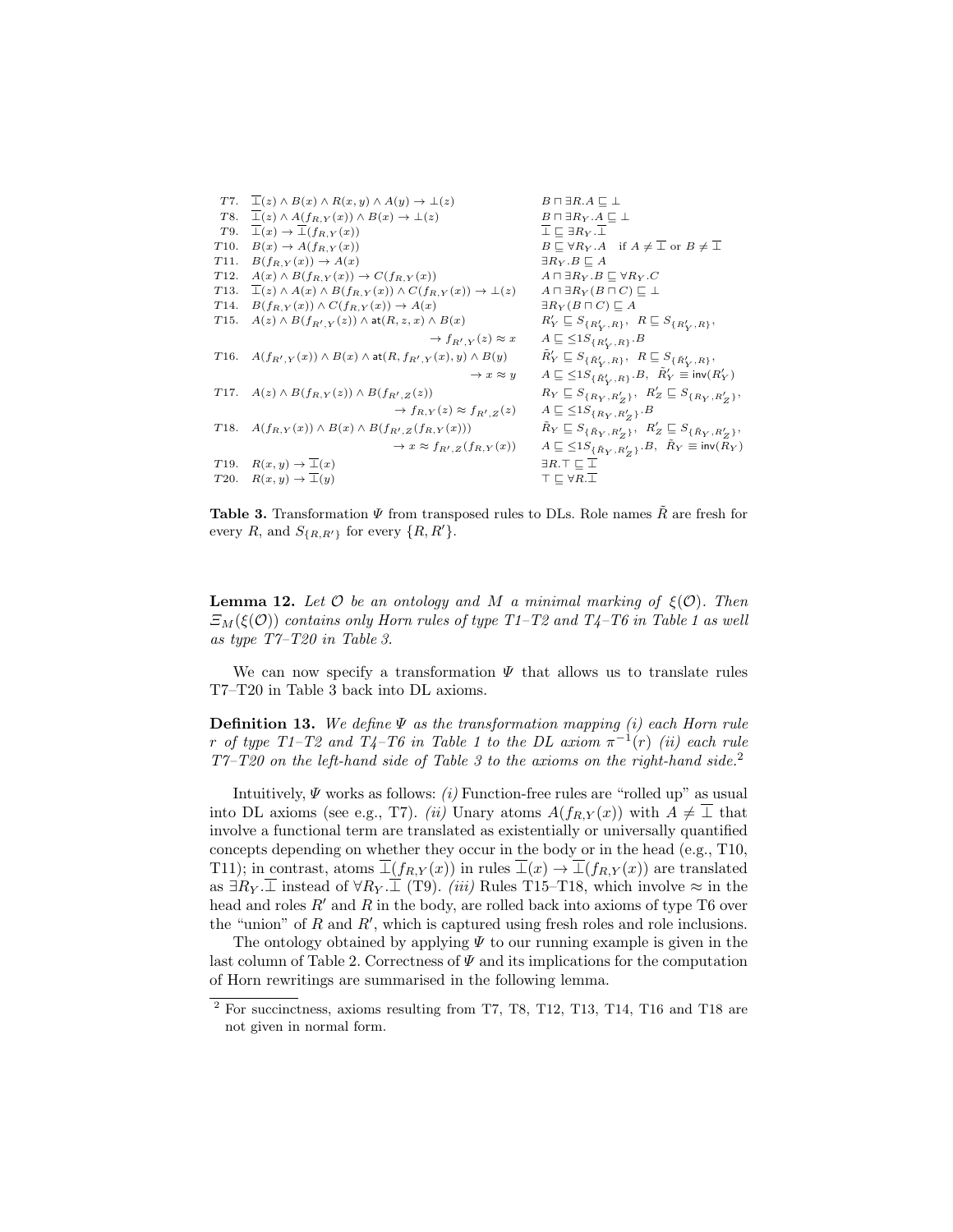| | Rule | Axiom |
|---|---|---|
| T7. | $\overline{\bot}(z) \wedge B(x) \wedge R(x,y) \wedge A(y) \rightarrow \bot(z)$ | $B \sqcap \exists R.A \sqsubseteq \bot$ |
| T8. | $\overline{\bot}(z) \wedge A(f_{R,Y}(x)) \wedge B(x) \rightarrow \bot(z)$ | $B \sqcap \exists R_Y.A \sqsubseteq \bot$ |
| T9. | $\overline{\bot}(x) \rightarrow \overline{\bot}(f_{R,Y}(x))$ | $\overline{\bot} \sqsubseteq \exists R_Y.\overline{\bot}$ |
| T10. | $B(x) \rightarrow A(f_{R,Y}(x))$ | $B \sqsubseteq \forall R_Y.A \quad \text{if } A \neq \overline{\bot} \text{ or } B \neq \overline{\bot}$ |
| T11. | $B(f_{R,Y}(x)) \rightarrow A(x)$ | $\exists R_Y.B \sqsubseteq A$ |
| T12. | $A(x) \wedge B(f_{R,Y}(x)) \rightarrow C(f_{R,Y}(x))$ | $A \sqcap \exists R_Y.B \sqsubseteq \forall R_Y.C$ |
| T13. | $\overline{\bot}(z) \wedge A(x) \wedge B(f_{R,Y}(x)) \wedge C(f_{R,Y}(x)) \rightarrow \bot(z)$ | $A \sqcap \exists R_Y(B \sqcap C) \sqsubseteq \bot$ |
| T14. | $B(f_{R,Y}(x)) \wedge C(f_{R,Y}(x)) \rightarrow A(x)$ | $\exists R_Y(B \sqcap C) \sqsubseteq A$ |
| T15. | $A(z) \wedge B(f_{R',Y}(z)) \wedge \mathsf{at}(R,z,x) \wedge B(x) \rightarrow f_{R',Y}(z) \approx x$ | $R'_Y \sqsubseteq S_{\{R'_Y,R\}},\ R \sqsubseteq S_{\{R'_Y,R\}},\ A \sqsubseteq \leq 1 S_{\{R'_Y,R\}}.B$ |
| T16. | $A(f_{R',Y}(x)) \wedge B(x) \wedge \mathsf{at}(R, f_{R',Y}(x), y) \wedge B(y) \rightarrow x \approx y$ | $\tilde{R}'_Y \sqsubseteq S_{\{\tilde{R}'_Y,R\}},\ R \sqsubseteq S_{\{\tilde{R}'_Y,R\}},\ A \sqsubseteq \leq 1 S_{\{\tilde{R}'_Y,R\}}.B,\ \tilde{R}'_Y \equiv \mathsf{inv}(R'_Y)$ |
| T17. | $A(z) \wedge B(f_{R,Y}(z)) \wedge B(f_{R',Z}(z)) \rightarrow f_{R,Y}(z) \approx f_{R',Z}(z)$ | $R_Y \sqsubseteq S_{\{R_Y,R'_Z\}},\ R'_Z \sqsubseteq S_{\{R_Y,R'_Z\}},\ A \sqsubseteq \leq 1 S_{\{R_Y,R'_Z\}}.B$ |
| T18. | $A(f_{R,Y}(x)) \wedge B(x) \wedge B(f_{R',Z}(f_{R,Y}(x))) \rightarrow x \approx f_{R',Z}(f_{R,Y}(x))$ | $\tilde{R}_Y \sqsubseteq S_{\{\tilde{R}_Y,R'_Z\}},\ R'_Z \sqsubseteq S_{\{\tilde{R}_Y,R'_Z\}},\ A \sqsubseteq \leq 1 S_{\{\tilde{R}_Y,R'_Z\}}.B,\ \tilde{R}_Y \equiv \mathsf{inv}(R_Y)$ |
| T19. | $R(x,y) \rightarrow \overline{\bot}(x)$ | $\exists R.\top \sqsubseteq \overline{\bot}$ |
| T20. | $R(x,y) \rightarrow \overline{\bot}(y)$ | $\top \sqsubseteq \forall R.\overline{\bot}$ |

**Table 3.** Transformation $\Psi$ from transposed rules to DLs. Role names $\tilde{R}$ are fresh for every $R$, and $S_{\{R,R'\}}$ for every $\{R,R'\}$.

**Lemma 12.** *Let $\mathcal{O}$ be an ontology and $M$ a minimal marking of $\xi(\mathcal{O})$. Then $\Xi_M(\xi(\mathcal{O}))$ contains only Horn rules of type T1–T2 and T4–T6 in Table 1 as well as type T7–T20 in Table 3.*

We can now specify a transformation $\Psi$ that allows us to translate rules T7–T20 in Table 3 back into DL axioms.

**Definition 13.** *We define $\Psi$ as the transformation mapping (i) each Horn rule $r$ of type T1–T2 and T4–T6 in Table 1 to the DL axiom $\pi^{-1}(r)$ (ii) each rule T7–T20 on the left-hand side of Table 3 to the axioms on the right-hand side.*[2]

Intuitively, $\Psi$ works as follows: *(i)* Function-free rules are "rolled up" as usual into DL axioms (see e.g., T7). *(ii)* Unary atoms $A(f_{R,Y}(x))$ with $A \neq \overline{\bot}$ that involve a functional term are translated as existentially or universally quantified concepts depending on whether they occur in the body or in the head (e.g., T10, T11); in contrast, atoms $\overline{\bot}(f_{R,Y}(x))$ in rules $\overline{\bot}(x) \rightarrow \overline{\bot}(f_{R,Y}(x))$ are translated as $\exists R_Y.\overline{\bot}$ instead of $\forall R_Y.\overline{\bot}$ (T9). *(iii)* Rules T15–T18, which involve $\approx$ in the head and roles $R'$ and $R$ in the body, are rolled back into axioms of type T6 over the "union" of $R$ and $R'$, which is captured using fresh roles and role inclusions.

The ontology obtained by applying $\Psi$ to our running example is given in the last column of Table 2. Correctness of $\Psi$ and its implications for the computation of Horn rewritings are summarised in the following lemma.

[2] For succinctness, axioms resulting from T7, T8, T12, T13, T14, T16 and T18 are not given in normal form.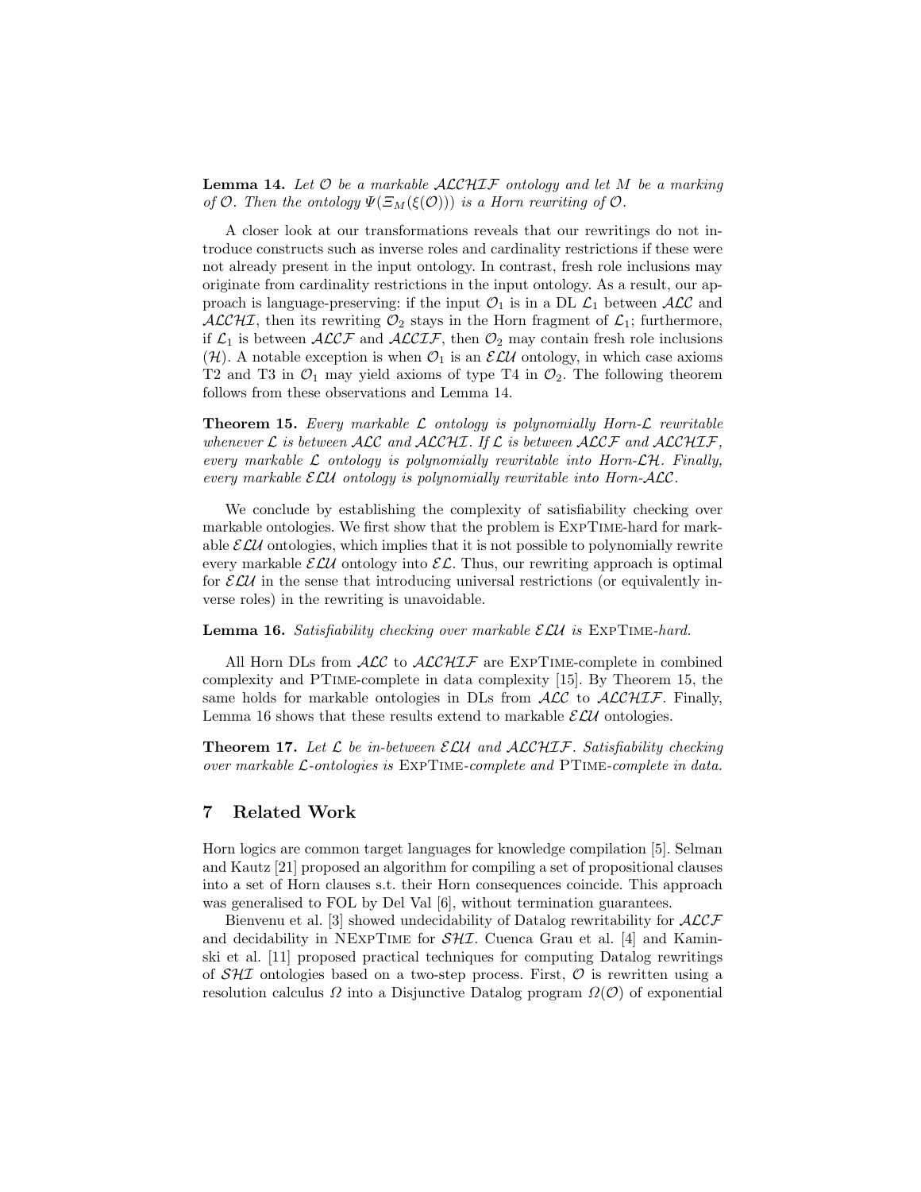**Lemma 14.** *Let $\mathcal{O}$ be a markable $\mathcal{ALCHIF}$ ontology and let $M$ be a marking of $\mathcal{O}$. Then the ontology $\Psi(\Xi_M(\xi(\mathcal{O})))$ is a Horn rewriting of $\mathcal{O}$.*

A closer look at our transformations reveals that our rewritings do not introduce constructs such as inverse roles and cardinality restrictions if these were not already present in the input ontology. In contrast, fresh role inclusions may originate from cardinality restrictions in the input ontology. As a result, our approach is language-preserving: if the input $\mathcal{O}_1$ is in a DL $\mathcal{L}_1$ between $\mathcal{ALC}$ and $\mathcal{ALCHI}$, then its rewriting $\mathcal{O}_2$ stays in the Horn fragment of $\mathcal{L}_1$; furthermore, if $\mathcal{L}_1$ is between $\mathcal{ALCF}$ and $\mathcal{ALCIF}$, then $\mathcal{O}_2$ may contain fresh role inclusions ($\mathcal{H}$). A notable exception is when $\mathcal{O}_1$ is an $\mathcal{ELU}$ ontology, in which case axioms T2 and T3 in $\mathcal{O}_1$ may yield axioms of type T4 in $\mathcal{O}_2$. The following theorem follows from these observations and Lemma 14.

**Theorem 15.** *Every markable $\mathcal{L}$ ontology is polynomially Horn-$\mathcal{L}$ rewritable whenever $\mathcal{L}$ is between $\mathcal{ALC}$ and $\mathcal{ALCHI}$. If $\mathcal{L}$ is between $\mathcal{ALCF}$ and $\mathcal{ALCHIF}$, every markable $\mathcal{L}$ ontology is polynomially rewritable into Horn-$\mathcal{LH}$. Finally, every markable $\mathcal{ELU}$ ontology is polynomially rewritable into Horn-$\mathcal{ALC}$.*

We conclude by establishing the complexity of satisfiability checking over markable ontologies. We first show that the problem is ExpTime-hard for markable $\mathcal{ELU}$ ontologies, which implies that it is not possible to polynomially rewrite every markable $\mathcal{ELU}$ ontology into $\mathcal{EL}$. Thus, our rewriting approach is optimal for $\mathcal{ELU}$ in the sense that introducing universal restrictions (or equivalently inverse roles) in the rewriting is unavoidable.

**Lemma 16.** *Satisfiability checking over markable $\mathcal{ELU}$ is ExpTime-hard.*

All Horn DLs from $\mathcal{ALC}$ to $\mathcal{ALCHIF}$ are ExpTime-complete in combined complexity and PTime-complete in data complexity [15]. By Theorem 15, the same holds for markable ontologies in DLs from $\mathcal{ALC}$ to $\mathcal{ALCHIF}$. Finally, Lemma 16 shows that these results extend to markable $\mathcal{ELU}$ ontologies.

**Theorem 17.** *Let $\mathcal{L}$ be in-between $\mathcal{ELU}$ and $\mathcal{ALCHIF}$. Satisfiability checking over markable $\mathcal{L}$-ontologies is ExpTime-complete and PTime-complete in data.*

## 7 Related Work

Horn logics are common target languages for knowledge compilation [5]. Selman and Kautz [21] proposed an algorithm for compiling a set of propositional clauses into a set of Horn clauses s.t. their Horn consequences coincide. This approach was generalised to FOL by Del Val [6], without termination guarantees.

Bienvenu et al. [3] showed undecidability of Datalog rewritability for $\mathcal{ALCF}$ and decidability in NExpTime for $\mathcal{SHI}$. Cuenca Grau et al. [4] and Kaminski et al. [11] proposed practical techniques for computing Datalog rewritings of $\mathcal{SHI}$ ontologies based on a two-step process. First, $\mathcal{O}$ is rewritten using a resolution calculus $\Omega$ into a Disjunctive Datalog program $\Omega(\mathcal{O})$ of exponential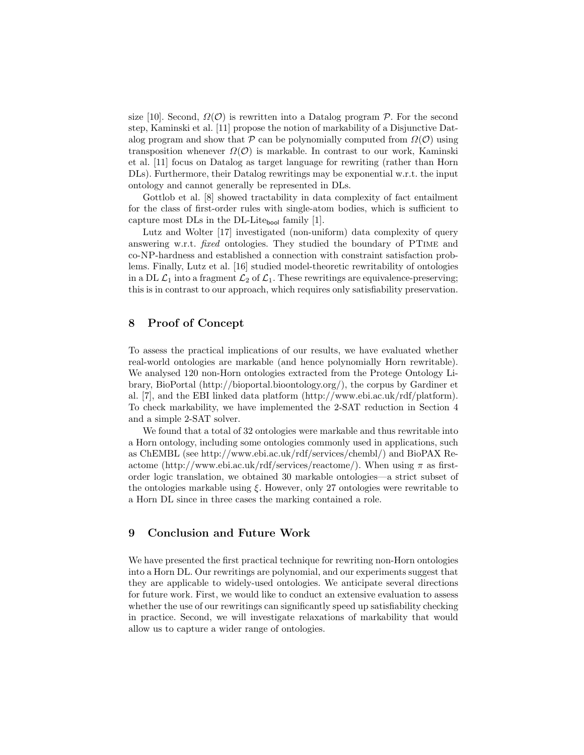size [10]. Second, $\Omega(\mathcal{O})$ is rewritten into a Datalog program $\mathcal{P}$. For the second step, Kaminski et al. [11] propose the notion of markability of a Disjunctive Datalog program and show that $\mathcal{P}$ can be polynomially computed from $\Omega(\mathcal{O})$ using transposition whenever $\Omega(\mathcal{O})$ is markable. In contrast to our work, Kaminski et al. [11] focus on Datalog as target language for rewriting (rather than Horn DLs). Furthermore, their Datalog rewritings may be exponential w.r.t. the input ontology and cannot generally be represented in DLs.

Gottlob et al. [8] showed tractability in data complexity of fact entailment for the class of first-order rules with single-atom bodies, which is sufficient to capture most DLs in the DL-Lite$_{\mathsf{bool}}$ family [1].

Lutz and Wolter [17] investigated (non-uniform) data complexity of query answering w.r.t. *fixed* ontologies. They studied the boundary of PTime and co-NP-hardness and established a connection with constraint satisfaction problems. Finally, Lutz et al. [16] studied model-theoretic rewritability of ontologies in a DL $\mathcal{L}_1$ into a fragment $\mathcal{L}_2$ of $\mathcal{L}_1$. These rewritings are equivalence-preserving; this is in contrast to our approach, which requires only satisfiability preservation.

## 8 Proof of Concept

To assess the practical implications of our results, we have evaluated whether real-world ontologies are markable (and hence polynomially Horn rewritable). We analysed 120 non-Horn ontologies extracted from the Protege Ontology Library, BioPortal (http://bioportal.bioontology.org/), the corpus by Gardiner et al. [7], and the EBI linked data platform (http://www.ebi.ac.uk/rdf/platform). To check markability, we have implemented the 2-SAT reduction in Section 4 and a simple 2-SAT solver.

We found that a total of 32 ontologies were markable and thus rewritable into a Horn ontology, including some ontologies commonly used in applications, such as ChEMBL (see http://www.ebi.ac.uk/rdf/services/chembl/) and BioPAX Reactome (http://www.ebi.ac.uk/rdf/services/reactome/). When using $\pi$ as first-order logic translation, we obtained 30 markable ontologies—a strict subset of the ontologies markable using $\xi$. However, only 27 ontologies were rewritable to a Horn DL since in three cases the marking contained a role.

## 9 Conclusion and Future Work

We have presented the first practical technique for rewriting non-Horn ontologies into a Horn DL. Our rewritings are polynomial, and our experiments suggest that they are applicable to widely-used ontologies. We anticipate several directions for future work. First, we would like to conduct an extensive evaluation to assess whether the use of our rewritings can significantly speed up satisfiability checking in practice. Second, we will investigate relaxations of markability that would allow us to capture a wider range of ontologies.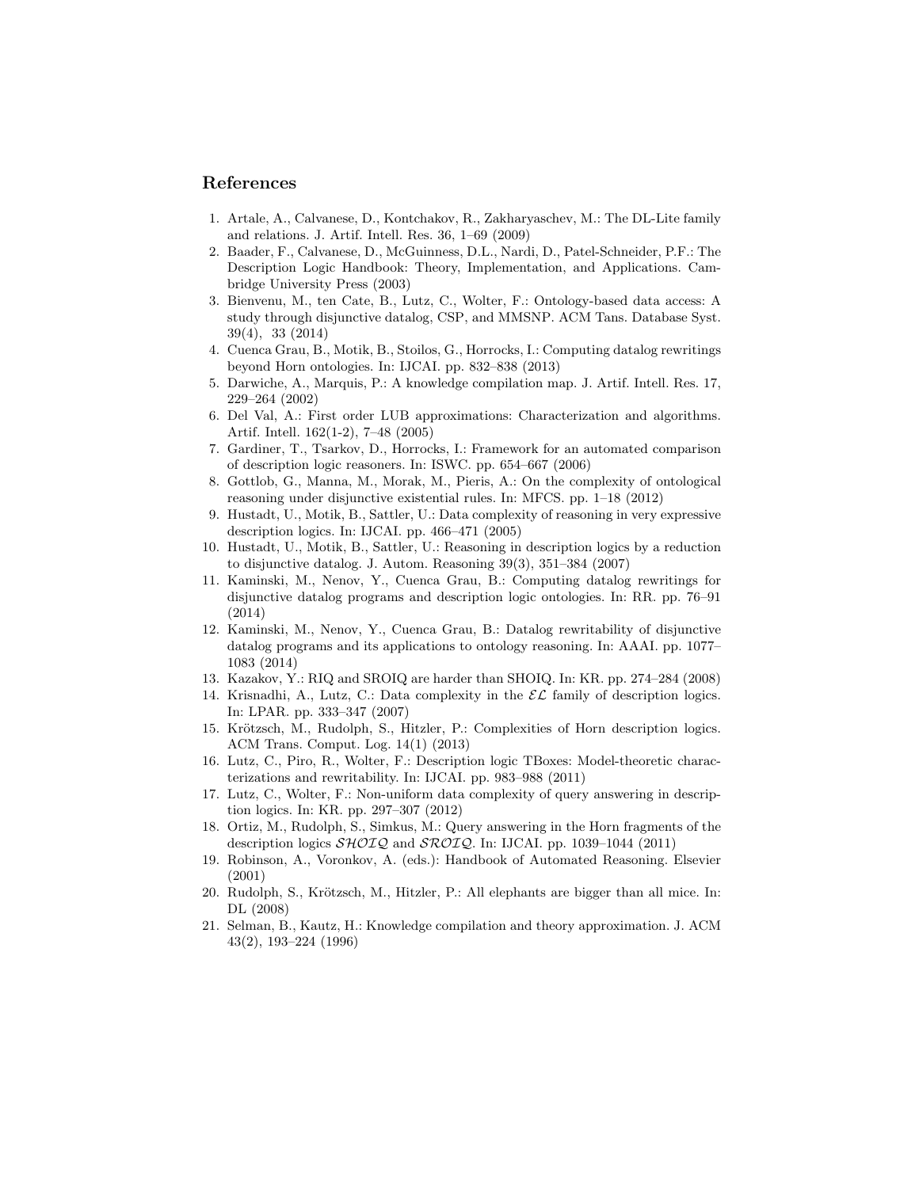## References

1. Artale, A., Calvanese, D., Kontchakov, R., Zakharyaschev, M.: The DL-Lite family and relations. J. Artif. Intell. Res. 36, 1–69 (2009)
2. Baader, F., Calvanese, D., McGuinness, D.L., Nardi, D., Patel-Schneider, P.F.: The Description Logic Handbook: Theory, Implementation, and Applications. Cambridge University Press (2003)
3. Bienvenu, M., ten Cate, B., Lutz, C., Wolter, F.: Ontology-based data access: A study through disjunctive datalog, CSP, and MMSNP. ACM Tans. Database Syst. 39(4), 33 (2014)
4. Cuenca Grau, B., Motik, B., Stoilos, G., Horrocks, I.: Computing datalog rewritings beyond Horn ontologies. In: IJCAI. pp. 832–838 (2013)
5. Darwiche, A., Marquis, P.: A knowledge compilation map. J. Artif. Intell. Res. 17, 229–264 (2002)
6. Del Val, A.: First order LUB approximations: Characterization and algorithms. Artif. Intell. 162(1-2), 7–48 (2005)
7. Gardiner, T., Tsarkov, D., Horrocks, I.: Framework for an automated comparison of description logic reasoners. In: ISWC. pp. 654–667 (2006)
8. Gottlob, G., Manna, M., Morak, M., Pieris, A.: On the complexity of ontological reasoning under disjunctive existential rules. In: MFCS. pp. 1–18 (2012)
9. Hustadt, U., Motik, B., Sattler, U.: Data complexity of reasoning in very expressive description logics. In: IJCAI. pp. 466–471 (2005)
10. Hustadt, U., Motik, B., Sattler, U.: Reasoning in description logics by a reduction to disjunctive datalog. J. Autom. Reasoning 39(3), 351–384 (2007)
11. Kaminski, M., Nenov, Y., Cuenca Grau, B.: Computing datalog rewritings for disjunctive datalog programs and description logic ontologies. In: RR. pp. 76–91 (2014)
12. Kaminski, M., Nenov, Y., Cuenca Grau, B.: Datalog rewritability of disjunctive datalog programs and its applications to ontology reasoning. In: AAAI. pp. 1077–1083 (2014)
13. Kazakov, Y.: RIQ and SROIQ are harder than SHOIQ. In: KR. pp. 274–284 (2008)
14. Krisnadhi, A., Lutz, C.: Data complexity in the $\mathcal{EL}$ family of description logics. In: LPAR. pp. 333–347 (2007)
15. Krötzsch, M., Rudolph, S., Hitzler, P.: Complexities of Horn description logics. ACM Trans. Comput. Log. 14(1) (2013)
16. Lutz, C., Piro, R., Wolter, F.: Description logic TBoxes: Model-theoretic characterizations and rewritability. In: IJCAI. pp. 983–988 (2011)
17. Lutz, C., Wolter, F.: Non-uniform data complexity of query answering in description logics. In: KR. pp. 297–307 (2012)
18. Ortiz, M., Rudolph, S., Simkus, M.: Query answering in the Horn fragments of the description logics $\mathcal{SHOIQ}$ and $\mathcal{SROIQ}$. In: IJCAI. pp. 1039–1044 (2011)
19. Robinson, A., Voronkov, A. (eds.): Handbook of Automated Reasoning. Elsevier (2001)
20. Rudolph, S., Krötzsch, M., Hitzler, P.: All elephants are bigger than all mice. In: DL (2008)
21. Selman, B., Kautz, H.: Knowledge compilation and theory approximation. J. ACM 43(2), 193–224 (1996)